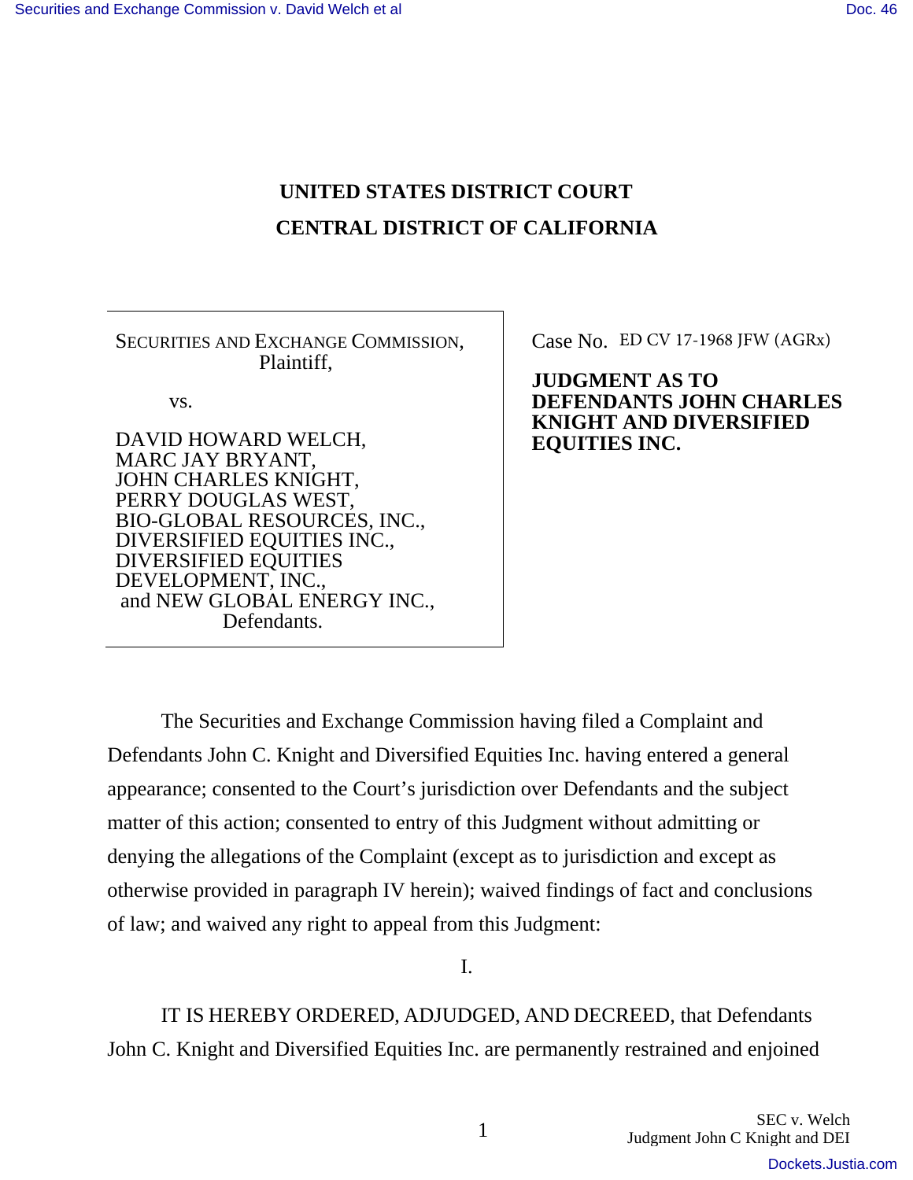# UNITED STATES DISTRICT COURT

# CENTRAL DISTRICT OF CALIFORNIA

| | |
|---|---|
| SECURITIES AND EXCHANGE COMMISSION, Plaintiff,<br><br>vs.<br><br>DAVID HOWARD WELCH, MARC JAY BRYANT, JOHN CHARLES KNIGHT, PERRY DOUGLAS WEST, BIO-GLOBAL RESOURCES, INC., DIVERSIFIED EQUITIES INC., DIVERSIFIED EQUITIES DEVELOPMENT, INC., and NEW GLOBAL ENERGY INC., Defendants. | Case No. ED CV 17-1968 JFW (AGRx)<br><br>**JUDGMENT AS TO DEFENDANTS JOHN CHARLES KNIGHT AND DIVERSIFIED EQUITIES INC.** |

The Securities and Exchange Commission having filed a Complaint and Defendants John C. Knight and Diversified Equities Inc. having entered a general appearance; consented to the Court's jurisdiction over Defendants and the subject matter of this action; consented to entry of this Judgment without admitting or denying the allegations of the Complaint (except as to jurisdiction and except as otherwise provided in paragraph IV herein); waived findings of fact and conclusions of law; and waived any right to appeal from this Judgment:

I.

IT IS HEREBY ORDERED, ADJUDGED, AND DECREED, that Defendants John C. Knight and Diversified Equities Inc. are permanently restrained and enjoined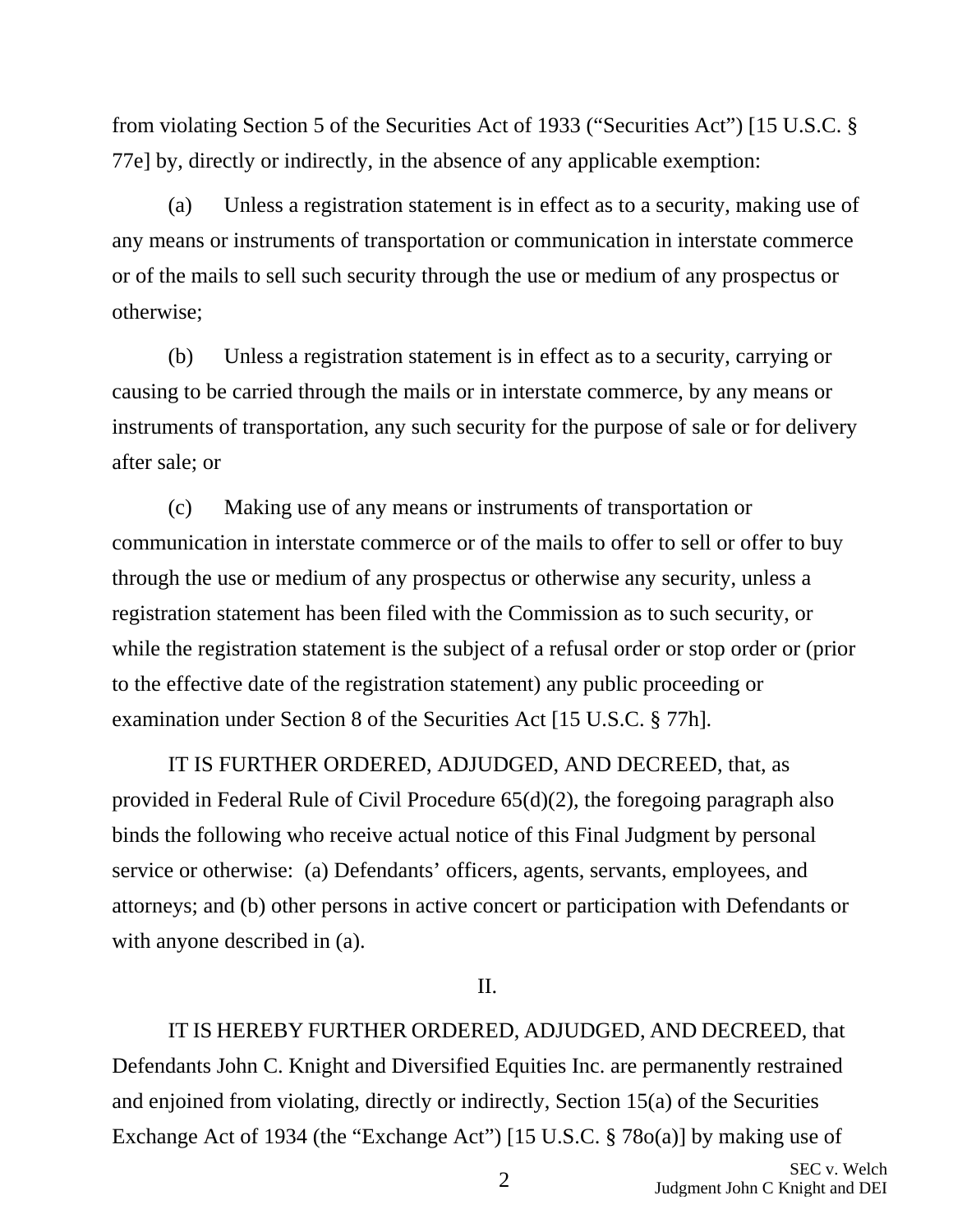from violating Section 5 of the Securities Act of 1933 ("Securities Act") [15 U.S.C. § 77e] by, directly or indirectly, in the absence of any applicable exemption:

(a) Unless a registration statement is in effect as to a security, making use of any means or instruments of transportation or communication in interstate commerce or of the mails to sell such security through the use or medium of any prospectus or otherwise;

(b) Unless a registration statement is in effect as to a security, carrying or causing to be carried through the mails or in interstate commerce, by any means or instruments of transportation, any such security for the purpose of sale or for delivery after sale; or

(c) Making use of any means or instruments of transportation or communication in interstate commerce or of the mails to offer to sell or offer to buy through the use or medium of any prospectus or otherwise any security, unless a registration statement has been filed with the Commission as to such security, or while the registration statement is the subject of a refusal order or stop order or (prior to the effective date of the registration statement) any public proceeding or examination under Section 8 of the Securities Act [15 U.S.C. § 77h].

IT IS FURTHER ORDERED, ADJUDGED, AND DECREED, that, as provided in Federal Rule of Civil Procedure 65(d)(2), the foregoing paragraph also binds the following who receive actual notice of this Final Judgment by personal service or otherwise: (a) Defendants' officers, agents, servants, employees, and attorneys; and (b) other persons in active concert or participation with Defendants or with anyone described in (a).

II.

IT IS HEREBY FURTHER ORDERED, ADJUDGED, AND DECREED, that Defendants John C. Knight and Diversified Equities Inc. are permanently restrained and enjoined from violating, directly or indirectly, Section 15(a) of the Securities Exchange Act of 1934 (the "Exchange Act") [15 U.S.C. § 78o(a)] by making use of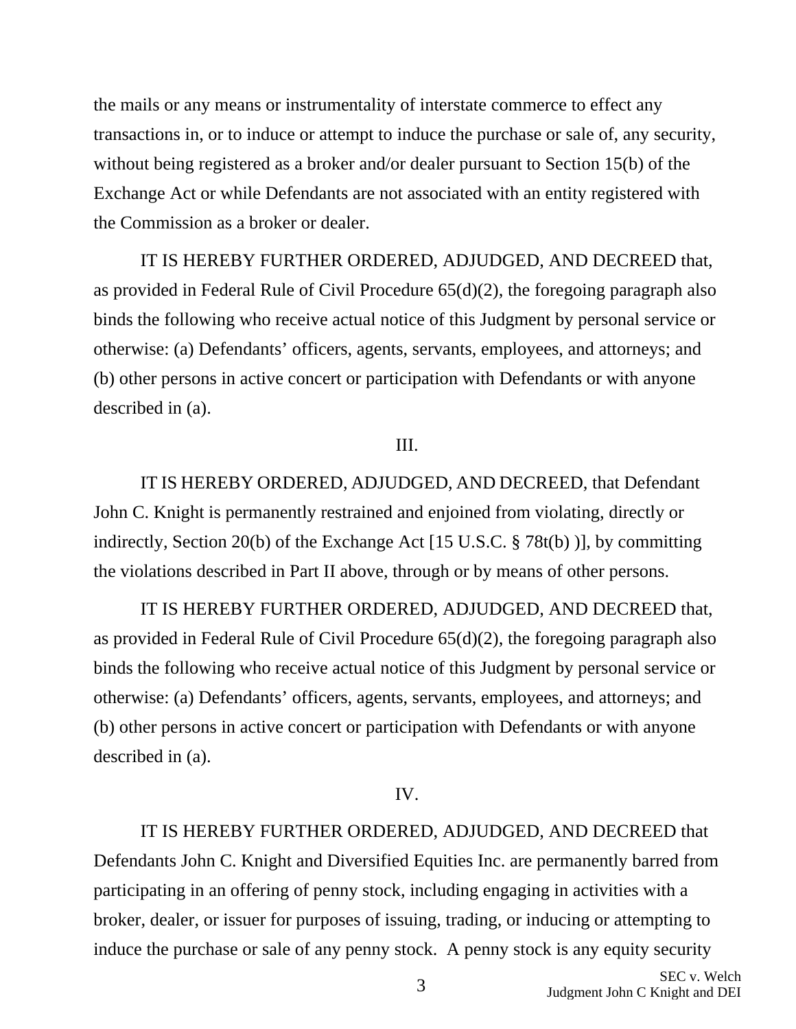the mails or any means or instrumentality of interstate commerce to effect any transactions in, or to induce or attempt to induce the purchase or sale of, any security, without being registered as a broker and/or dealer pursuant to Section 15(b) of the Exchange Act or while Defendants are not associated with an entity registered with the Commission as a broker or dealer.

IT IS HEREBY FURTHER ORDERED, ADJUDGED, AND DECREED that, as provided in Federal Rule of Civil Procedure 65(d)(2), the foregoing paragraph also binds the following who receive actual notice of this Judgment by personal service or otherwise: (a) Defendants' officers, agents, servants, employees, and attorneys; and (b) other persons in active concert or participation with Defendants or with anyone described in (a).

III.

IT IS HEREBY ORDERED, ADJUDGED, AND DECREED, that Defendant John C. Knight is permanently restrained and enjoined from violating, directly or indirectly, Section 20(b) of the Exchange Act [15 U.S.C. § 78t(b) )], by committing the violations described in Part II above, through or by means of other persons.

IT IS HEREBY FURTHER ORDERED, ADJUDGED, AND DECREED that, as provided in Federal Rule of Civil Procedure 65(d)(2), the foregoing paragraph also binds the following who receive actual notice of this Judgment by personal service or otherwise: (a) Defendants' officers, agents, servants, employees, and attorneys; and (b) other persons in active concert or participation with Defendants or with anyone described in (a).

IV.

IT IS HEREBY FURTHER ORDERED, ADJUDGED, AND DECREED that Defendants John C. Knight and Diversified Equities Inc. are permanently barred from participating in an offering of penny stock, including engaging in activities with a broker, dealer, or issuer for purposes of issuing, trading, or inducing or attempting to induce the purchase or sale of any penny stock. A penny stock is any equity security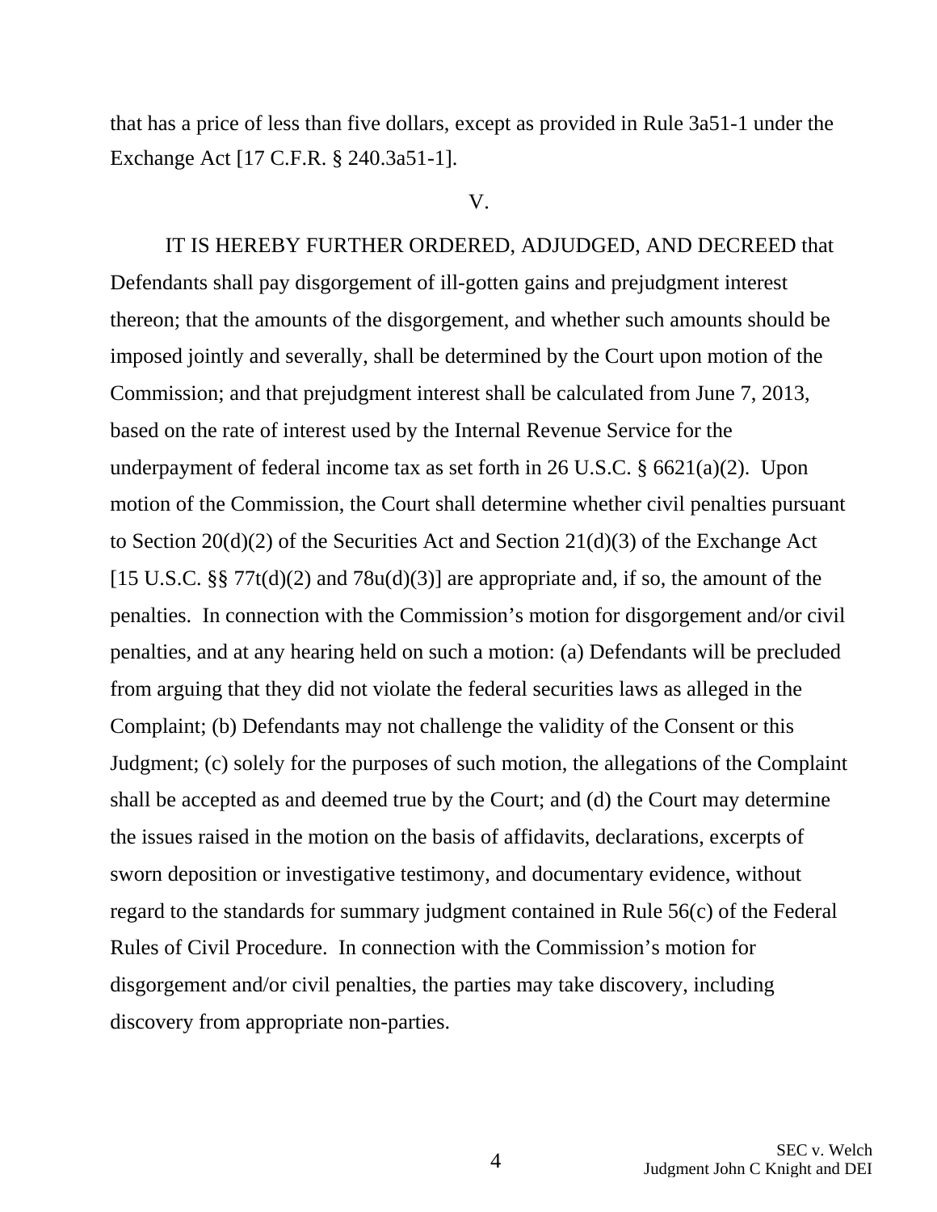that has a price of less than five dollars, except as provided in Rule 3a51-1 under the Exchange Act [17 C.F.R. § 240.3a51-1].

V.

IT IS HEREBY FURTHER ORDERED, ADJUDGED, AND DECREED that Defendants shall pay disgorgement of ill-gotten gains and prejudgment interest thereon; that the amounts of the disgorgement, and whether such amounts should be imposed jointly and severally, shall be determined by the Court upon motion of the Commission; and that prejudgment interest shall be calculated from June 7, 2013, based on the rate of interest used by the Internal Revenue Service for the underpayment of federal income tax as set forth in 26 U.S.C. § 6621(a)(2). Upon motion of the Commission, the Court shall determine whether civil penalties pursuant to Section 20(d)(2) of the Securities Act and Section 21(d)(3) of the Exchange Act [15 U.S.C. §§ 77t(d)(2) and 78u(d)(3)] are appropriate and, if so, the amount of the penalties. In connection with the Commission's motion for disgorgement and/or civil penalties, and at any hearing held on such a motion: (a) Defendants will be precluded from arguing that they did not violate the federal securities laws as alleged in the Complaint; (b) Defendants may not challenge the validity of the Consent or this Judgment; (c) solely for the purposes of such motion, the allegations of the Complaint shall be accepted as and deemed true by the Court; and (d) the Court may determine the issues raised in the motion on the basis of affidavits, declarations, excerpts of sworn deposition or investigative testimony, and documentary evidence, without regard to the standards for summary judgment contained in Rule 56(c) of the Federal Rules of Civil Procedure. In connection with the Commission's motion for disgorgement and/or civil penalties, the parties may take discovery, including discovery from appropriate non-parties.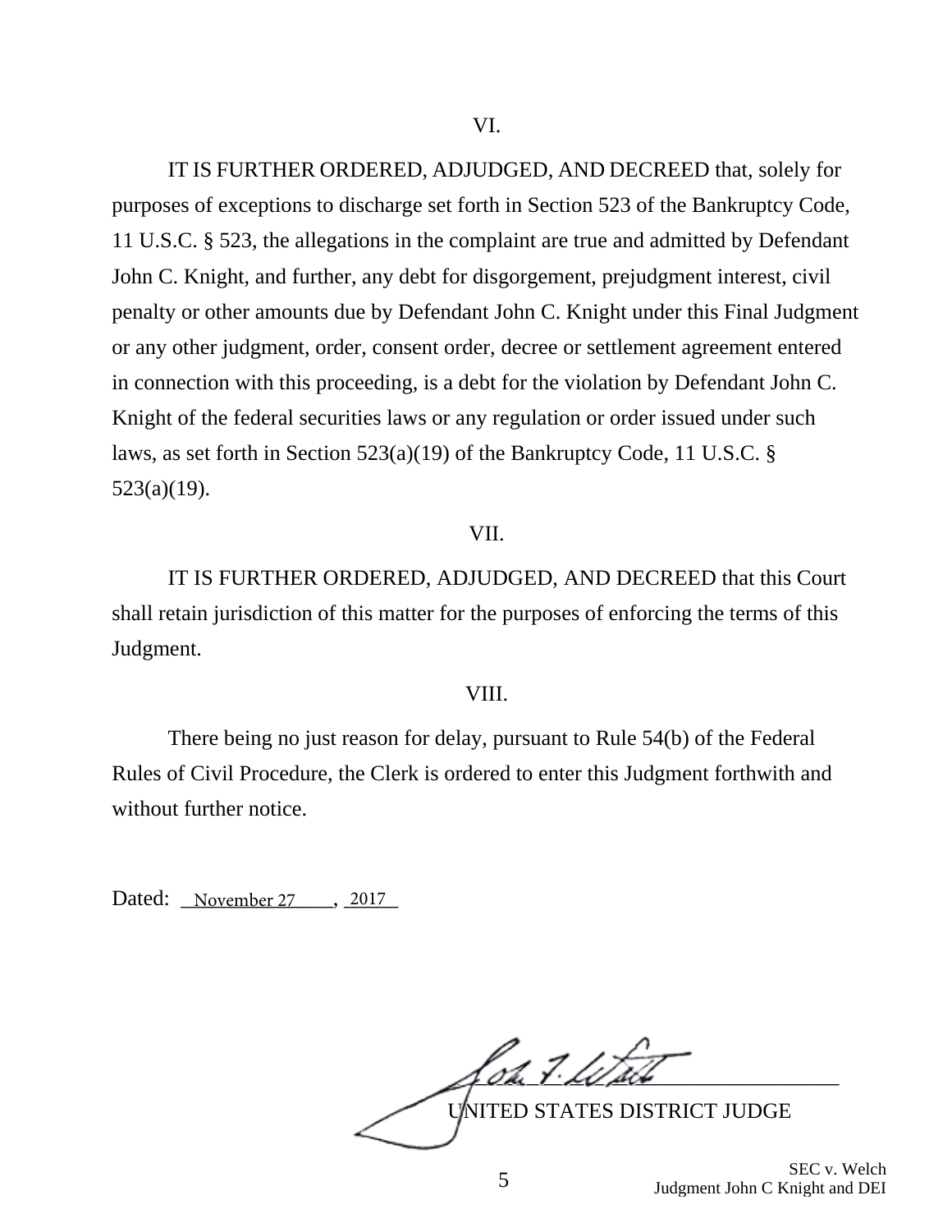VI.

IT IS FURTHER ORDERED, ADJUDGED, AND DECREED that, solely for purposes of exceptions to discharge set forth in Section 523 of the Bankruptcy Code, 11 U.S.C. § 523, the allegations in the complaint are true and admitted by Defendant John C. Knight, and further, any debt for disgorgement, prejudgment interest, civil penalty or other amounts due by Defendant John C. Knight under this Final Judgment or any other judgment, order, consent order, decree or settlement agreement entered in connection with this proceeding, is a debt for the violation by Defendant John C. Knight of the federal securities laws or any regulation or order issued under such laws, as set forth in Section 523(a)(19) of the Bankruptcy Code, 11 U.S.C. § 523(a)(19).

VII.

IT IS FURTHER ORDERED, ADJUDGED, AND DECREED that this Court shall retain jurisdiction of this matter for the purposes of enforcing the terms of this Judgment.

VIII.

There being no just reason for delay, pursuant to Rule 54(b) of the Federal Rules of Civil Procedure, the Clerk is ordered to enter this Judgment forthwith and without further notice.

Dated: November 27, 2017

UNITED STATES DISTRICT JUDGE

SEC v. Welch
Judgment John C Knight and DEI